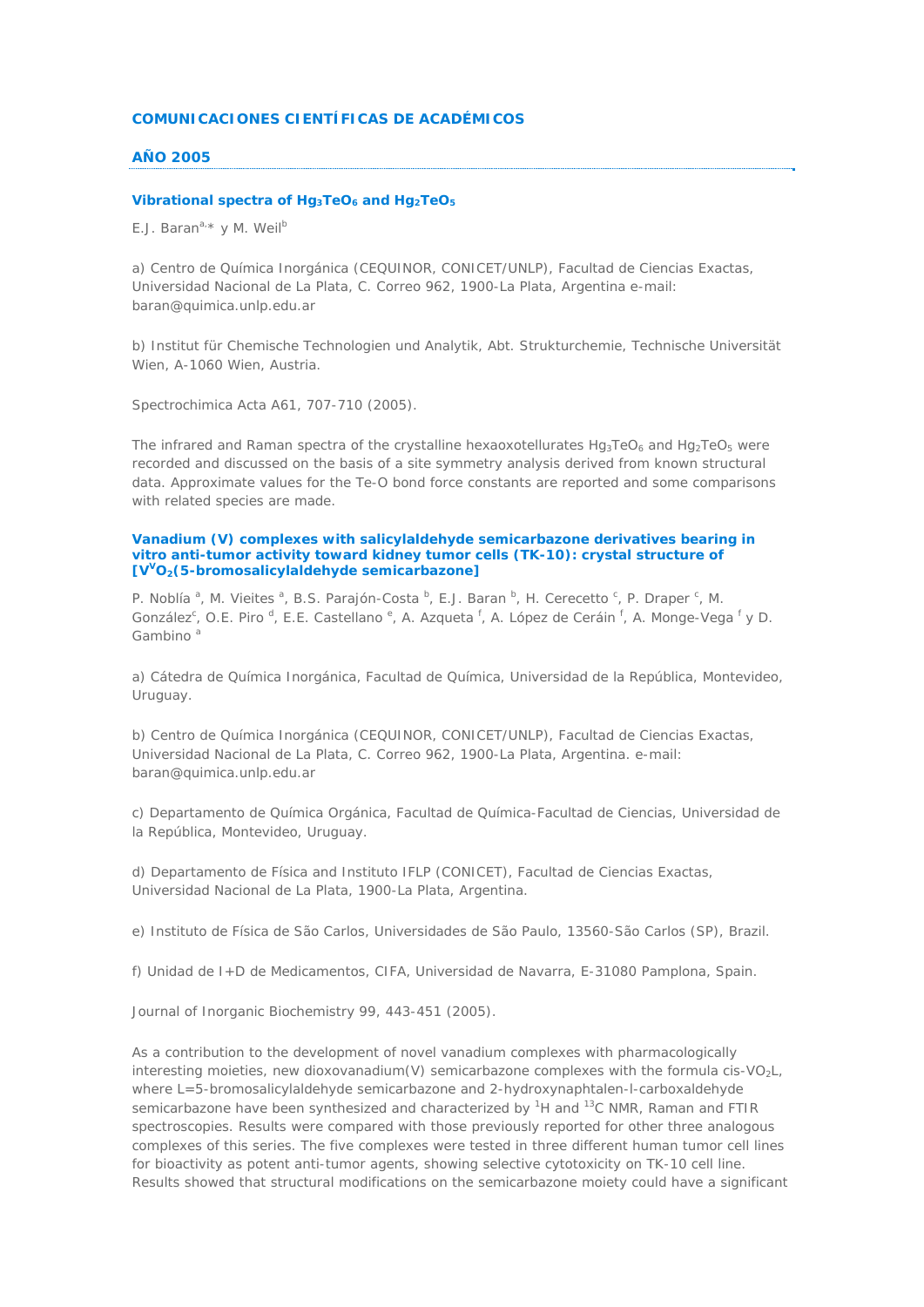## COMUNICACIONES CIENTÍFICAS DE ACADÉMICOS

### AÑO 2005

#### Vibrational spectra of $Hg_3TeO_6$ and $Hg_2TeO_5$

E.J. Baran[a,*] y M. Weil[b]

a) Centro de Química Inorgánica (CEQUINOR, CONICET/UNLP), Facultad de Ciencias Exactas, Universidad Nacional de La Plata, C. Correo 962, 1900-La Plata, Argentina e-mail: baran@quimica.unlp.edu.ar

b) Institut für Chemische Technologien und Analytik, Abt. Strukturchemie, Technische Universität Wien, A-1060 Wien, Austria.

Spectrochimica Acta A61, 707-710 (2005).

The infrared and Raman spectra of the crystalline hexaoxotellurates $Hg_3TeO_6$ and $Hg_2TeO_5$ were recorded and discussed on the basis of a site symmetry analysis derived from known structural data. Approximate values for the Te-O bond force constants are reported and some comparisons with related species are made.

#### Vanadium (V) complexes with salicylaldehyde semicarbazone derivatives bearing in vitro anti-tumor activity toward kidney tumor cells (TK-10): crystal structure of [$V^VO_2$(5-bromosalicylaldehyde semicarbazone]

P. Noblía [a], M. Vieites [a], B.S. Parajón-Costa [b], E.J. Baran [b], H. Cerecetto [c], P. Draper [c], M. González[c], O.E. Piro [d], E.E. Castellano [e], A. Azqueta [f], A. López de Ceráin [f], A. Monge-Vega [f] y D. Gambino [a]

a) Cátedra de Química Inorgánica, Facultad de Química, Universidad de la República, Montevideo, Uruguay.

b) Centro de Química Inorgánica (CEQUINOR, CONICET/UNLP), Facultad de Ciencias Exactas, Universidad Nacional de La Plata, C. Correo 962, 1900-La Plata, Argentina. e-mail: baran@quimica.unlp.edu.ar

c) Departamento de Química Orgánica, Facultad de Química-Facultad de Ciencias, Universidad de la República, Montevideo, Uruguay.

d) Departamento de Física and Instituto IFLP (CONICET), Facultad de Ciencias Exactas, Universidad Nacional de La Plata, 1900-La Plata, Argentina.

e) Instituto de Física de São Carlos, Universidades de São Paulo, 13560-São Carlos (SP), Brazil.

f) Unidad de I+D de Medicamentos, CIFA, Universidad de Navarra, E-31080 Pamplona, Spain.

Journal of Inorganic Biochemistry 99, 443-451 (2005).

As a contribution to the development of novel vanadium complexes with pharmacologically interesting moieties, new dioxovanadium(V) semicarbazone complexes with the formula cis-$VO_2$L, where L=5-bromosalicylaldehyde semicarbazone and 2-hydroxynaphtalen-l-carboxaldehyde semicarbazone have been synthesized and characterized by $^{1}H$ and $^{13}C$ NMR, Raman and FTIR spectroscopies. Results were compared with those previously reported for other three analogous complexes of this series. The five complexes were tested in three different human tumor cell lines for bioactivity as potent anti-tumor agents, showing selective cytotoxicity on TK-10 cell line. Results showed that structural modifications on the semicarbazone moiety could have a significant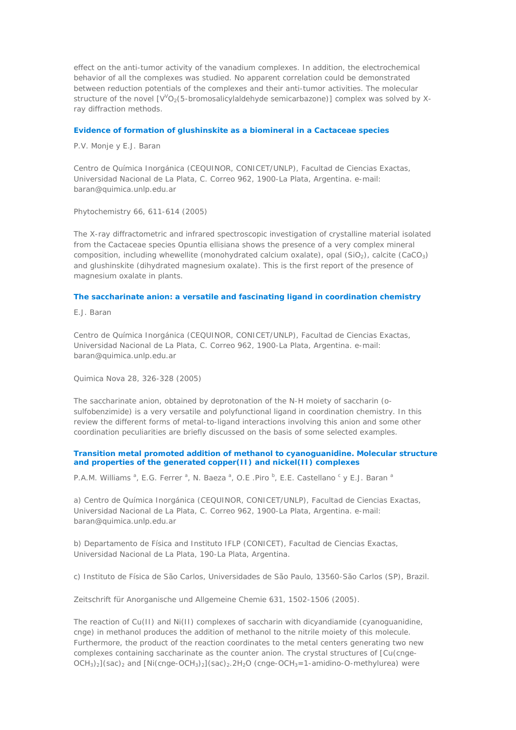effect on the anti-tumor activity of the vanadium complexes. In addition, the electrochemical behavior of all the complexes was studied. No apparent correlation could be demonstrated between reduction potentials of the complexes and their anti-tumor activities. The molecular structure of the novel [$V^{V}O_2$(5-bromosalicylaldehyde semicarbazone)] complex was solved by X-ray diffraction methods.

### Evidence of formation of glushinskite as a biomineral in a Cactaceae species

P.V. Monje y E.J. Baran

Centro de Química Inorgánica (CEQUINOR, CONICET/UNLP), Facultad de Ciencias Exactas, Universidad Nacional de La Plata, C. Correo 962, 1900-La Plata, Argentina. e-mail: baran@quimica.unlp.edu.ar

Phytochemistry 66, 611-614 (2005)

The X-ray diffractometric and infrared spectroscopic investigation of crystalline material isolated from the Cactaceae species Opuntia ellisiana shows the presence of a very complex mineral composition, including whewellite (monohydrated calcium oxalate), opal ($SiO_2$), calcite ($CaCO_3$) and glushinskite (dihydrated magnesium oxalate). This is the first report of the presence of magnesium oxalate in plants.

### The saccharinate anion: a versatile and fascinating ligand in coordination chemistry

E.J. Baran

Centro de Química Inorgánica (CEQUINOR, CONICET/UNLP), Facultad de Ciencias Exactas, Universidad Nacional de La Plata, C. Correo 962, 1900-La Plata, Argentina. e-mail: baran@quimica.unlp.edu.ar

Quimica Nova 28, 326-328 (2005)

The saccharinate anion, obtained by deprotonation of the N-H moiety of saccharin (o-sulfobenzimide) is a very versatile and polyfunctional ligand in coordination chemistry. In this review the different forms of metal-to-ligand interactions involving this anion and some other coordination peculiarities are briefly discussed on the basis of some selected examples.

### Transition metal promoted addition of methanol to cyanoguanidine. Molecular structure and properties of the generated copper(II) and nickel(II) complexes

P.A.M. Williams [a], E.G. Ferrer [a], N. Baeza [a], O.E .Piro [b], E.E. Castellano [c] y E.J. Baran [a]

a) Centro de Química Inorgánica (CEQUINOR, CONICET/UNLP), Facultad de Ciencias Exactas, Universidad Nacional de La Plata, C. Correo 962, 1900-La Plata, Argentina. e-mail: baran@quimica.unlp.edu.ar

b) Departamento de Física and Instituto IFLP (CONICET), Facultad de Ciencias Exactas, Universidad Nacional de La Plata, 190-La Plata, Argentina.

c) Instituto de Física de São Carlos, Universidades de São Paulo, 13560-São Carlos (SP), Brazil.

Zeitschrift für Anorganische und Allgemeine Chemie 631, 1502-1506 (2005).

The reaction of Cu(II) and Ni(II) complexes of saccharin with dicyandiamide (cyanoguanidine, cnge) in methanol produces the addition of methanol to the nitrile moiety of this molecule. Furthermore, the product of the reaction coordinates to the metal centers generating two new complexes containing saccharinate as the counter anion. The crystal structures of [Cu(cnge-$OCH_3)_2$](sac)$_2$ and [Ni(cnge-$OCH_3)_2$](sac)$_2$.2$H_2O$ (cnge-$OCH_3$=1-amidino-O-methylurea) were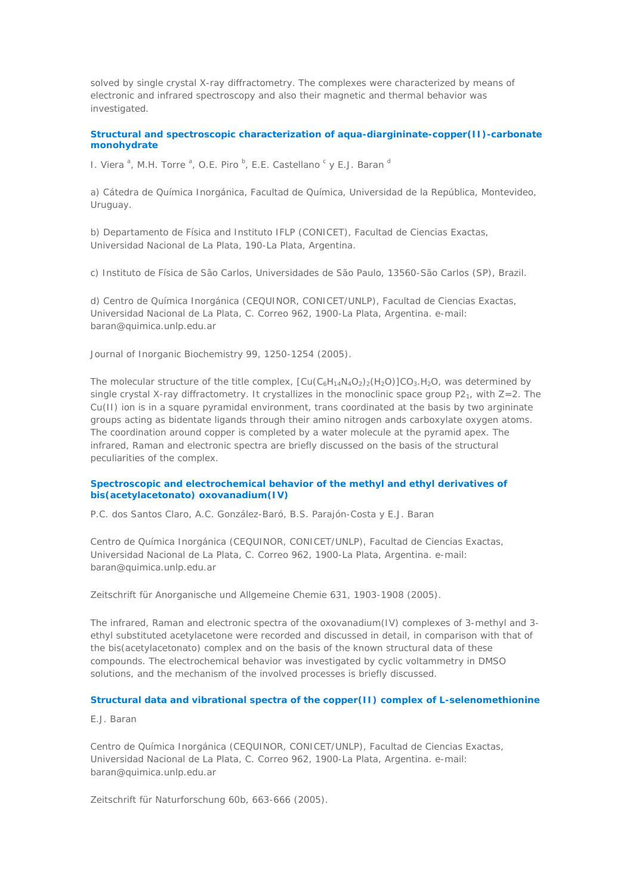solved by single crystal X-ray diffractometry. The complexes were characterized by means of electronic and infrared spectroscopy and also their magnetic and thermal behavior was investigated.

### Structural and spectroscopic characterization of aqua-diargininate-copper(II)-carbonate monohydrate

I. Viera [a], M.H. Torre [a], O.E. Piro [b], E.E. Castellano [c] y E.J. Baran [d]

a) Cátedra de Química Inorgánica, Facultad de Química, Universidad de la República, Montevideo, Uruguay.

b) Departamento de Física and Instituto IFLP (CONICET), Facultad de Ciencias Exactas, Universidad Nacional de La Plata, 190-La Plata, Argentina.

c) Instituto de Física de São Carlos, Universidades de São Paulo, 13560-São Carlos (SP), Brazil.

d) Centro de Química Inorgánica (CEQUINOR, CONICET/UNLP), Facultad de Ciencias Exactas, Universidad Nacional de La Plata, C. Correo 962, 1900-La Plata, Argentina. e-mail: baran@quimica.unlp.edu.ar

Journal of Inorganic Biochemistry 99, 1250-1254 (2005).

The molecular structure of the title complex, $[Cu(C_6H_{14}N_4O_2)_2(H_2O)]CO_3.H_2O$, was determined by single crystal X-ray diffractometry. It crystallizes in the monoclinic space group $P2_1$, with Z=2. The Cu(II) ion is in a square pyramidal environment, trans coordinated at the basis by two argininate groups acting as bidentate ligands through their amino nitrogen ands carboxylate oxygen atoms. The coordination around copper is completed by a water molecule at the pyramid apex. The infrared, Raman and electronic spectra are briefly discussed on the basis of the structural peculiarities of the complex.

### Spectroscopic and electrochemical behavior of the methyl and ethyl derivatives of bis(acetylacetonato) oxovanadium(IV)

P.C. dos Santos Claro, A.C. González-Baró, B.S. Parajón-Costa y E.J. Baran

Centro de Química Inorgánica (CEQUINOR, CONICET/UNLP), Facultad de Ciencias Exactas, Universidad Nacional de La Plata, C. Correo 962, 1900-La Plata, Argentina. e-mail: baran@quimica.unlp.edu.ar

Zeitschrift für Anorganische und Allgemeine Chemie 631, 1903-1908 (2005).

The infrared, Raman and electronic spectra of the oxovanadium(IV) complexes of 3-methyl and 3-ethyl substituted acetylacetone were recorded and discussed in detail, in comparison with that of the bis(acetylacetonato) complex and on the basis of the known structural data of these compounds. The electrochemical behavior was investigated by cyclic voltammetry in DMSO solutions, and the mechanism of the involved processes is briefly discussed.

### Structural data and vibrational spectra of the copper(II) complex of L-selenomethionine

E.J. Baran

Centro de Química Inorgánica (CEQUINOR, CONICET/UNLP), Facultad de Ciencias Exactas, Universidad Nacional de La Plata, C. Correo 962, 1900-La Plata, Argentina. e-mail: baran@quimica.unlp.edu.ar

Zeitschrift für Naturforschung 60b, 663-666 (2005).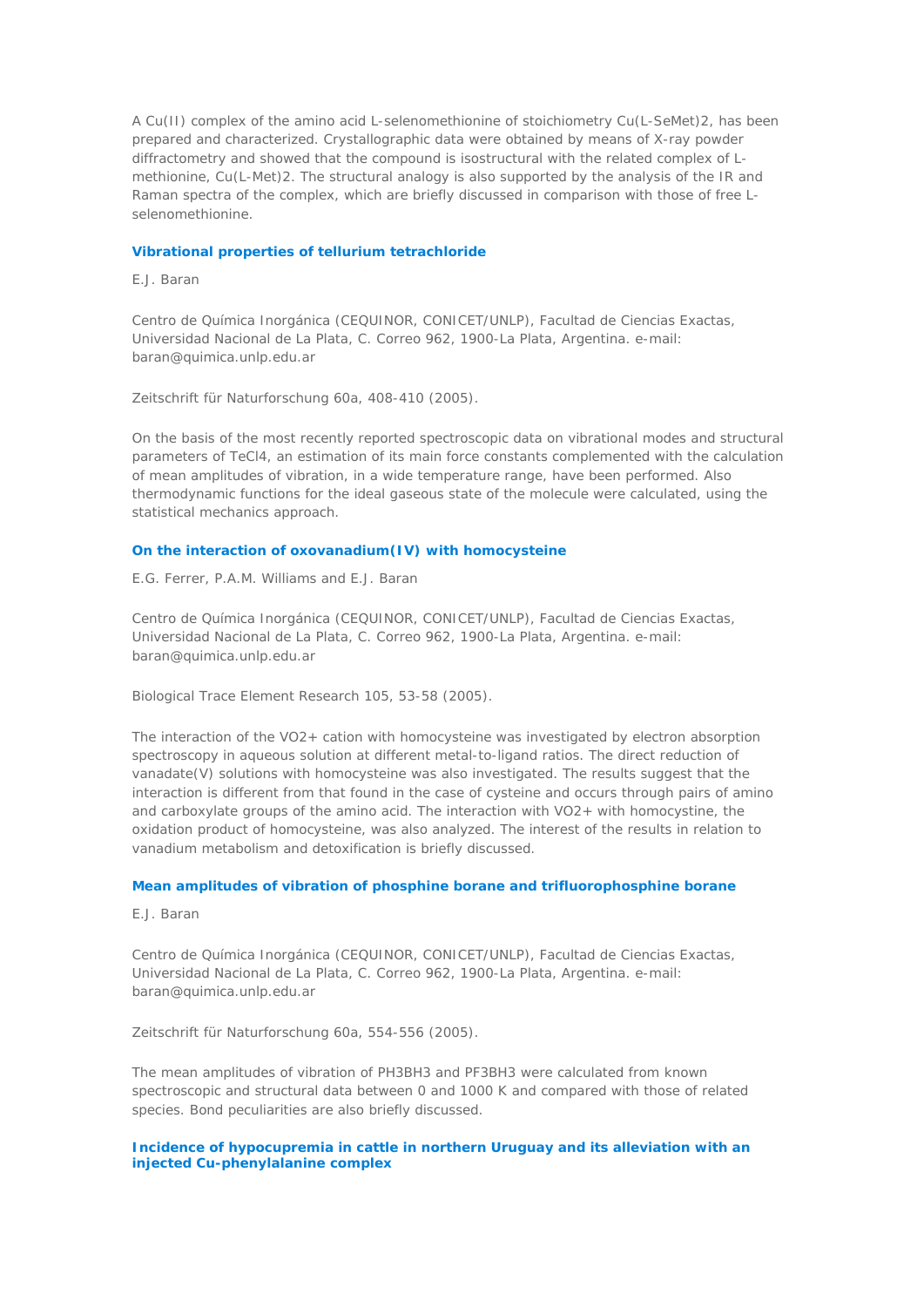A Cu(II) complex of the amino acid L-selenomethionine of stoichiometry Cu(L-SeMet)2, has been prepared and characterized. Crystallographic data were obtained by means of X-ray powder diffractometry and showed that the compound is isostructural with the related complex of L-methionine, Cu(L-Met)2. The structural analogy is also supported by the analysis of the IR and Raman spectra of the complex, which are briefly discussed in comparison with those of free L-selenomethionine.

### Vibrational properties of tellurium tetrachloride

E.J. Baran

Centro de Química Inorgánica (CEQUINOR, CONICET/UNLP), Facultad de Ciencias Exactas, Universidad Nacional de La Plata, C. Correo 962, 1900-La Plata, Argentina. e-mail: baran@quimica.unlp.edu.ar

Zeitschrift für Naturforschung 60a, 408-410 (2005).

On the basis of the most recently reported spectroscopic data on vibrational modes and structural parameters of $TeCl_4$, an estimation of its main force constants complemented with the calculation of mean amplitudes of vibration, in a wide temperature range, have been performed. Also thermodynamic functions for the ideal gaseous state of the molecule were calculated, using the statistical mechanics approach.

### On the interaction of oxovanadium(IV) with homocysteine

E.G. Ferrer, P.A.M. Williams and E.J. Baran

Centro de Química Inorgánica (CEQUINOR, CONICET/UNLP), Facultad de Ciencias Exactas, Universidad Nacional de La Plata, C. Correo 962, 1900-La Plata, Argentina. e-mail: baran@quimica.unlp.edu.ar

Biological Trace Element Research 105, 53-58 (2005).

The interaction of the $VO^{2+}$ cation with homocysteine was investigated by electron absorption spectroscopy in aqueous solution at different metal-to-ligand ratios. The direct reduction of vanadate(V) solutions with homocysteine was also investigated. The results suggest that the interaction is different from that found in the case of cysteine and occurs through pairs of amino and carboxylate groups of the amino acid. The interaction with $VO^{2+}$ with homocystine, the oxidation product of homocysteine, was also analyzed. The interest of the results in relation to vanadium metabolism and detoxification is briefly discussed.

### Mean amplitudes of vibration of phosphine borane and trifluorophosphine borane

E.J. Baran

Centro de Química Inorgánica (CEQUINOR, CONICET/UNLP), Facultad de Ciencias Exactas, Universidad Nacional de La Plata, C. Correo 962, 1900-La Plata, Argentina. e-mail: baran@quimica.unlp.edu.ar

Zeitschrift für Naturforschung 60a, 554-556 (2005).

The mean amplitudes of vibration of $PH_3BH_3$ and $PF_3BH_3$ were calculated from known spectroscopic and structural data between 0 and 1000 K and compared with those of related species. Bond peculiarities are also briefly discussed.

### Incidence of hypocupremia in cattle in northern Uruguay and its alleviation with an injected Cu-phenylalanine complex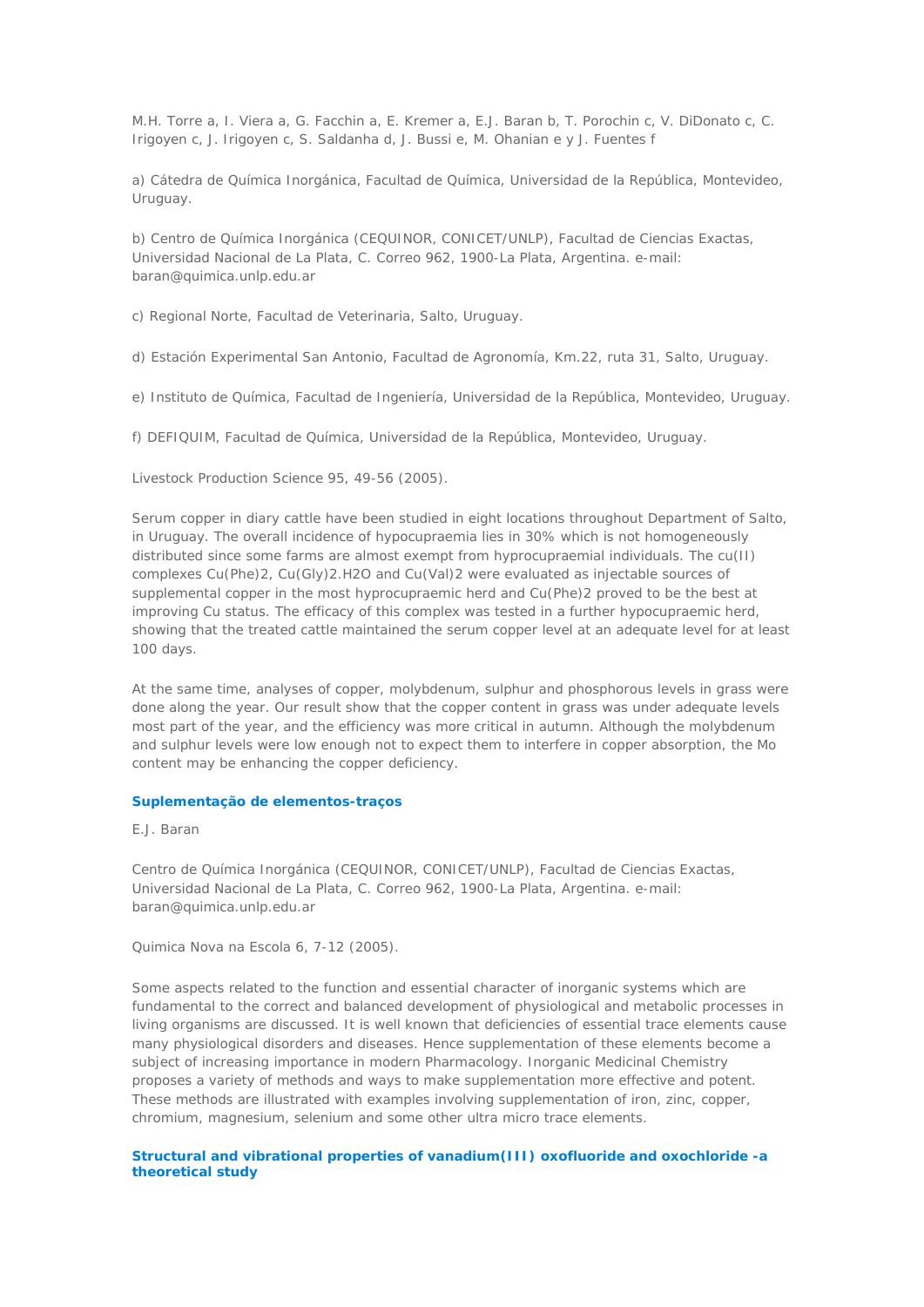M.H. Torre a, I. Viera a, G. Facchin a, E. Kremer a, E.J. Baran b, T. Porochin c, V. DiDonato c, C. Irigoyen c, J. Irigoyen c, S. Saldanha d, J. Bussi e, M. Ohanian e y J. Fuentes f

a) Cátedra de Química Inorgánica, Facultad de Química, Universidad de la República, Montevideo, Uruguay.

b) Centro de Química Inorgánica (CEQUINOR, CONICET/UNLP), Facultad de Ciencias Exactas, Universidad Nacional de La Plata, C. Correo 962, 1900-La Plata, Argentina. e-mail: baran@quimica.unlp.edu.ar

c) Regional Norte, Facultad de Veterinaria, Salto, Uruguay.

d) Estación Experimental San Antonio, Facultad de Agronomía, Km.22, ruta 31, Salto, Uruguay.

e) Instituto de Química, Facultad de Ingeniería, Universidad de la República, Montevideo, Uruguay.

f) DEFIQUIM, Facultad de Química, Universidad de la República, Montevideo, Uruguay.

Livestock Production Science 95, 49-56 (2005).

Serum copper in diary cattle have been studied in eight locations throughout Department of Salto, in Uruguay. The overall incidence of hypocupraemia lies in 30% which is not homogeneously distributed since some farms are almost exempt from hyprocupraemial individuals. The cu(II) complexes $Cu(Phe)_2$, $Cu(Gly)_2.H_2O$ and $Cu(Val)_2$ were evaluated as injectable sources of supplemental copper in the most hyprocupraemic herd and $Cu(Phe)_2$ proved to be the best at improving Cu status. The efficacy of this complex was tested in a further hypocupraemic herd, showing that the treated cattle maintained the serum copper level at an adequate level for at least 100 days.

At the same time, analyses of copper, molybdenum, sulphur and phosphorous levels in grass were done along the year. Our result show that the copper content in grass was under adequate levels most part of the year, and the efficiency was more critical in autumn. Although the molybdenum and sulphur levels were low enough not to expect them to interfere in copper absorption, the Mo content may be enhancing the copper deficiency.

### Suplementação de elementos-traços

E.J. Baran

Centro de Química Inorgánica (CEQUINOR, CONICET/UNLP), Facultad de Ciencias Exactas, Universidad Nacional de La Plata, C. Correo 962, 1900-La Plata, Argentina. e-mail: baran@quimica.unlp.edu.ar

Quimica Nova na Escola 6, 7-12 (2005).

Some aspects related to the function and essential character of inorganic systems which are fundamental to the correct and balanced development of physiological and metabolic processes in living organisms are discussed. It is well known that deficiencies of essential trace elements cause many physiological disorders and diseases. Hence supplementation of these elements become a subject of increasing importance in modern Pharmacology. Inorganic Medicinal Chemistry proposes a variety of methods and ways to make supplementation more effective and potent. These methods are illustrated with examples involving supplementation of iron, zinc, copper, chromium, magnesium, selenium and some other ultra micro trace elements.

### Structural and vibrational properties of vanadium(III) oxofluoride and oxochloride -a theoretical study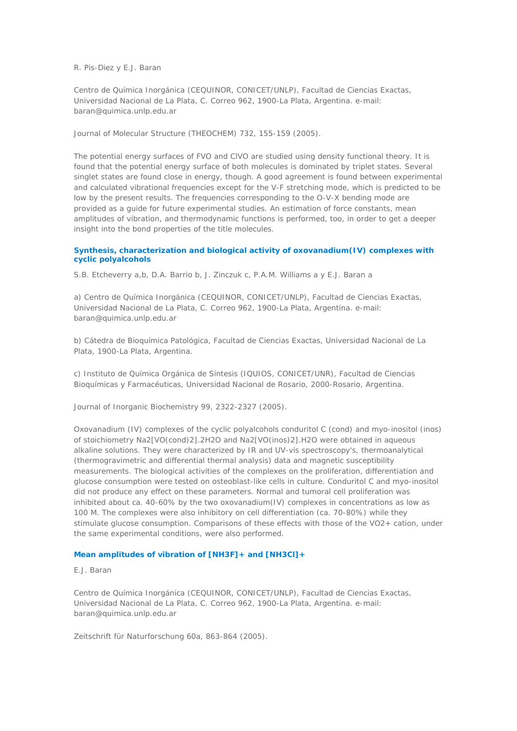R. Pis-Diez y E.J. Baran

Centro de Química Inorgánica (CEQUINOR, CONICET/UNLP), Facultad de Ciencias Exactas, Universidad Nacional de La Plata, C. Correo 962, 1900-La Plata, Argentina. e-mail: baran@quimica.unlp.edu.ar

Journal of Molecular Structure (THEOCHEM) 732, 155-159 (2005).

The potential energy surfaces of FVO and ClVO are studied using density functional theory. It is found that the potential energy surface of both molecules is dominated by triplet states. Several singlet states are found close in energy, though. A good agreement is found between experimental and calculated vibrational frequencies except for the V-F stretching mode, which is predicted to be low by the present results. The frequencies corresponding to the O-V-X bending mode are provided as a guide for future experimental studies. An estimation of force constants, mean amplitudes of vibration, and thermodynamic functions is performed, too, in order to get a deeper insight into the bond properties of the title molecules.

### Synthesis, characterization and biological activity of oxovanadium(IV) complexes with cyclic polyalcohols

S.B. Etcheverry a,b, D.A. Barrio b, J. Zinczuk c, P.A.M. Williams a y E.J. Baran a

a) Centro de Química Inorgánica (CEQUINOR, CONICET/UNLP), Facultad de Ciencias Exactas, Universidad Nacional de La Plata, C. Correo 962, 1900-La Plata, Argentina. e-mail: baran@quimica.unlp.edu.ar

b) Cátedra de Bioquímica Patológica, Facultad de Ciencias Exactas, Universidad Nacional de La Plata, 1900-La Plata, Argentina.

c) Instituto de Química Orgánica de Síntesis (IQUIOS, CONICET/UNR), Facultad de Ciencias Bioquímicas y Farmacéuticas, Universidad Nacional de Rosario, 2000-Rosario, Argentina.

Journal of Inorganic Biochemistry 99, 2322-2327 (2005).

Oxovanadium (IV) complexes of the cyclic polyalcohols conduritol C (cond) and myo-inositol (inos) of stoichiometry $Na_2[VO(cond)_2].2H_2O$ and $Na_2[VO(inos)_2].H_2O$ were obtained in aqueous alkaline solutions. They were characterized by IR and UV-vis spectroscopy's, thermoanalytical (thermogravimetric and differential thermal analysis) data and magnetic susceptibility measurements. The biological activities of the complexes on the proliferation, differentiation and glucose consumption were tested on osteoblast-like cells in culture. Conduritol C and myo-inositol did not produce any effect on these parameters. Normal and tumoral cell proliferation was inhibited about ca. 40-60% by the two oxovanadium(IV) complexes in concentrations as low as 100 M. The complexes were also inhibitory on cell differentiation (ca. 70-80%) while they stimulate glucose consumption. Comparisons of these effects with those of the $VO^{2+}$ cation, under the same experimental conditions, were also performed.

### Mean amplitudes of vibration of $[NH_3F]^+$ and $[NH_3Cl]^+$

E.J. Baran

Centro de Química Inorgánica (CEQUINOR, CONICET/UNLP), Facultad de Ciencias Exactas, Universidad Nacional de La Plata, C. Correo 962, 1900-La Plata, Argentina. e-mail: baran@quimica.unlp.edu.ar

Zeitschrift für Naturforschung 60a, 863-864 (2005).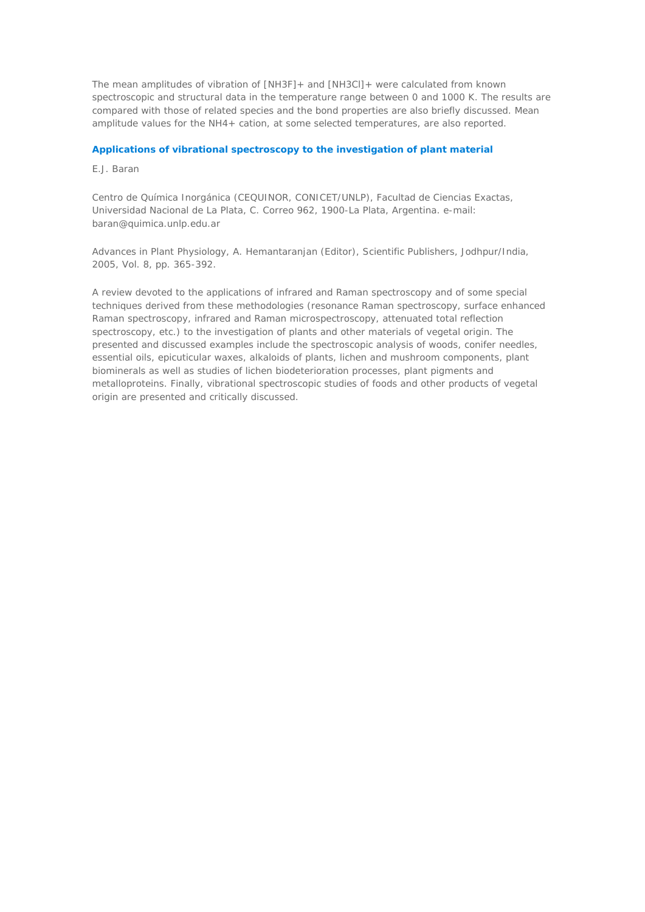The mean amplitudes of vibration of $[NH_3F]^+$ and $[NH_3Cl]^+$ were calculated from known spectroscopic and structural data in the temperature range between 0 and 1000 K. The results are compared with those of related species and the bond properties are also briefly discussed. Mean amplitude values for the $NH_4^+$ cation, at some selected temperatures, are also reported.

### Applications of vibrational spectroscopy to the investigation of plant material

E.J. Baran

Centro de Química Inorgánica (CEQUINOR, CONICET/UNLP), Facultad de Ciencias Exactas, Universidad Nacional de La Plata, C. Correo 962, 1900-La Plata, Argentina. e-mail: baran@quimica.unlp.edu.ar

Advances in Plant Physiology, A. Hemantaranjan (Editor), Scientific Publishers, Jodhpur/India, 2005, Vol. 8, pp. 365-392.

A review devoted to the applications of infrared and Raman spectroscopy and of some special techniques derived from these methodologies (resonance Raman spectroscopy, surface enhanced Raman spectroscopy, infrared and Raman microspectroscopy, attenuated total reflection spectroscopy, etc.) to the investigation of plants and other materials of vegetal origin. The presented and discussed examples include the spectroscopic analysis of woods, conifer needles, essential oils, epicuticular waxes, alkaloids of plants, lichen and mushroom components, plant biominerals as well as studies of lichen biodeterioration processes, plant pigments and metalloproteins. Finally, vibrational spectroscopic studies of foods and other products of vegetal origin are presented and critically discussed.